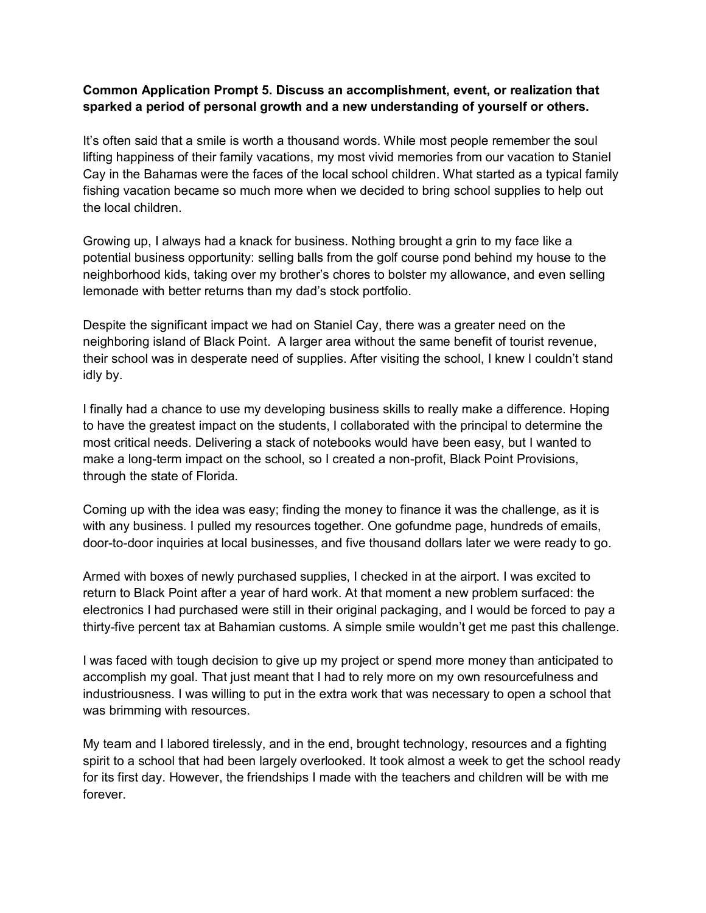**Common Application Prompt 5. Discuss an accomplishment, event, or realization that sparked a period of personal growth and a new understanding of yourself or others.**

It's often said that a smile is worth a thousand words. While most people remember the soul lifting happiness of their family vacations, my most vivid memories from our vacation to Staniel Cay in the Bahamas were the faces of the local school children. What started as a typical family fishing vacation became so much more when we decided to bring school supplies to help out the local children.

Growing up, I always had a knack for business. Nothing brought a grin to my face like a potential business opportunity: selling balls from the golf course pond behind my house to the neighborhood kids, taking over my brother's chores to bolster my allowance, and even selling lemonade with better returns than my dad's stock portfolio.

Despite the significant impact we had on Staniel Cay, there was a greater need on the neighboring island of Black Point. A larger area without the same benefit of tourist revenue, their school was in desperate need of supplies. After visiting the school, I knew I couldn't stand idly by.

I finally had a chance to use my developing business skills to really make a difference. Hoping to have the greatest impact on the students, I collaborated with the principal to determine the most critical needs. Delivering a stack of notebooks would have been easy, but I wanted to make a long-term impact on the school, so I created a non-profit, Black Point Provisions, through the state of Florida.

Coming up with the idea was easy; finding the money to finance it was the challenge, as it is with any business. I pulled my resources together. One gofundme page, hundreds of emails, door-to-door inquiries at local businesses, and five thousand dollars later we were ready to go.

Armed with boxes of newly purchased supplies, I checked in at the airport. I was excited to return to Black Point after a year of hard work. At that moment a new problem surfaced: the electronics I had purchased were still in their original packaging, and I would be forced to pay a thirty-five percent tax at Bahamian customs. A simple smile wouldn't get me past this challenge.

I was faced with tough decision to give up my project or spend more money than anticipated to accomplish my goal. That just meant that I had to rely more on my own resourcefulness and industriousness. I was willing to put in the extra work that was necessary to open a school that was brimming with resources.

My team and I labored tirelessly, and in the end, brought technology, resources and a fighting spirit to a school that had been largely overlooked. It took almost a week to get the school ready for its first day. However, the friendships I made with the teachers and children will be with me forever.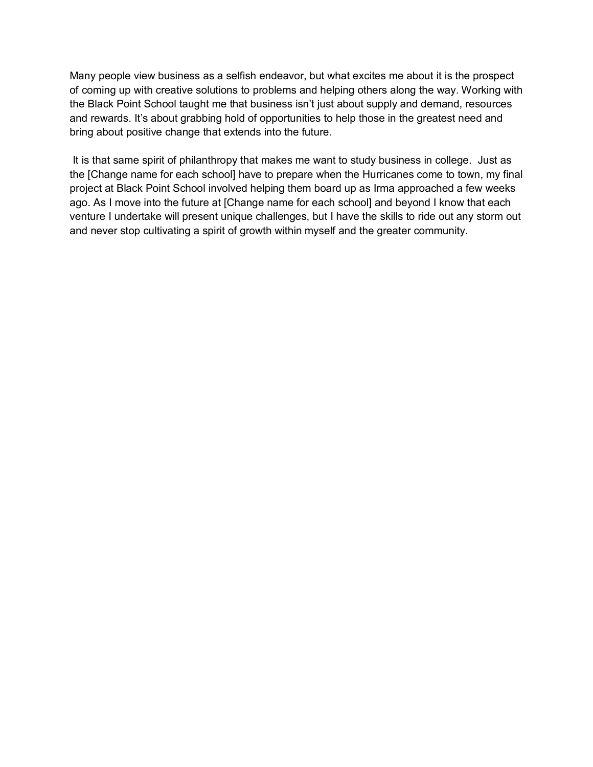Many people view business as a selfish endeavor, but what excites me about it is the prospect of coming up with creative solutions to problems and helping others along the way. Working with the Black Point School taught me that business isn't just about supply and demand, resources and rewards. It's about grabbing hold of opportunities to help those in the greatest need and bring about positive change that extends into the future.

It is that same spirit of philanthropy that makes me want to study business in college. Just as the [Change name for each school] have to prepare when the Hurricanes come to town, my final project at Black Point School involved helping them board up as Irma approached a few weeks ago. As I move into the future at [Change name for each school] and beyond I know that each venture I undertake will present unique challenges, but I have the skills to ride out any storm out and never stop cultivating a spirit of growth within myself and the greater community.